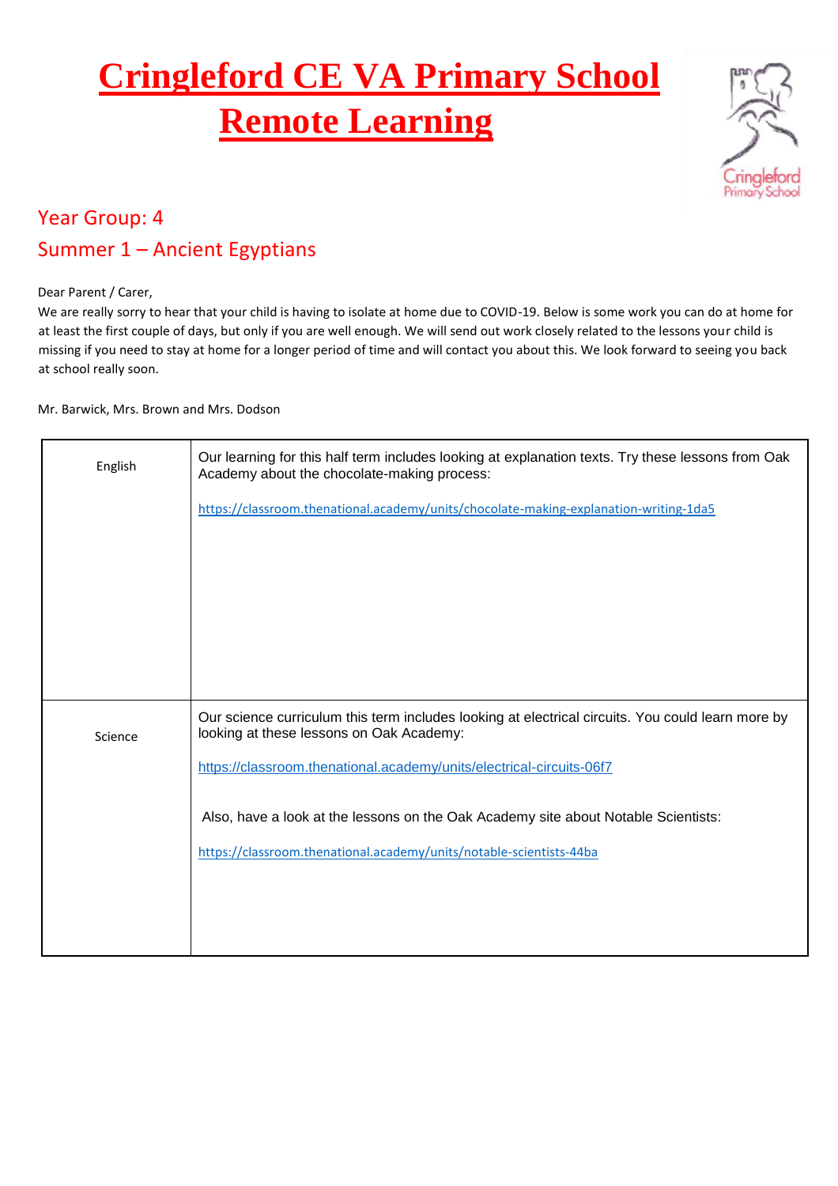# Cringleford CE VA Primary School Remote Learning

## Year Group: 4

## Summer 1 – Ancient Egyptians

Dear Parent / Carer,

We are really sorry to hear that your child is having to isolate at home due to COVID-19. Below is some work you can do at home for at least the first couple of days, but only if you are well enough. We will send out work closely related to the lessons your child is missing if you need to stay at home for a longer period of time and will contact you about this. We look forward to seeing you back at school really soon.

Mr. Barwick, Mrs. Brown and Mrs. Dodson

| | |
|---|---|
| English | Our learning for this half term includes looking at explanation texts. Try these lessons from Oak Academy about the chocolate-making process:<br><br>https://classroom.thenational.academy/units/chocolate-making-explanation-writing-1da5 |
| Science | Our science curriculum this term includes looking at electrical circuits. You could learn more by looking at these lessons on Oak Academy:<br><br>https://classroom.thenational.academy/units/electrical-circuits-06f7<br><br>Also, have a look at the lessons on the Oak Academy site about Notable Scientists:<br><br>https://classroom.thenational.academy/units/notable-scientists-44ba |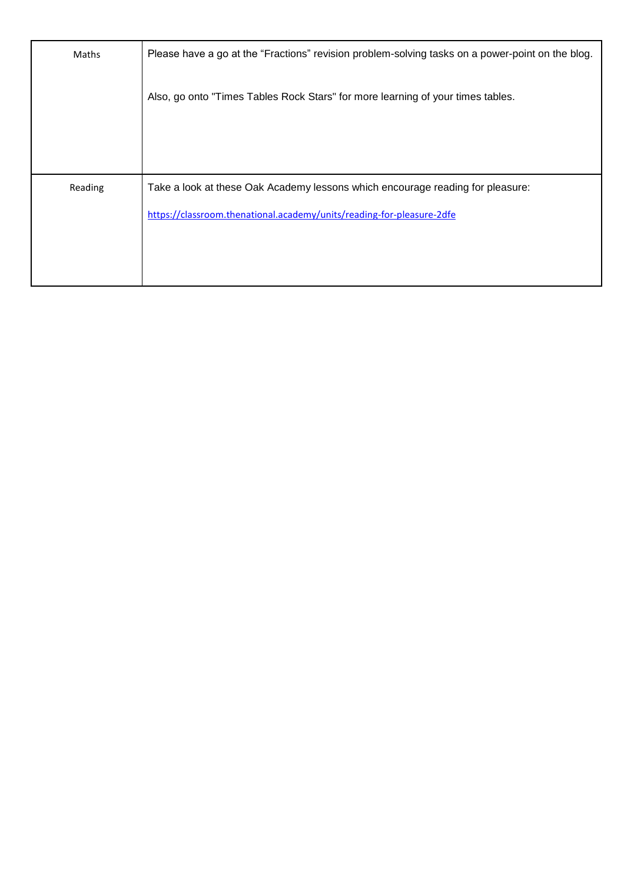| Maths | Please have a go at the “Fractions” revision problem-solving tasks on a power-point on the blog.<br><br>Also, go onto "Times Tables Rock Stars" for more learning of your times tables. |
|---|---|
| Reading | Take a look at these Oak Academy lessons which encourage reading for pleasure:<br><br>https://classroom.thenational.academy/units/reading-for-pleasure-2dfe |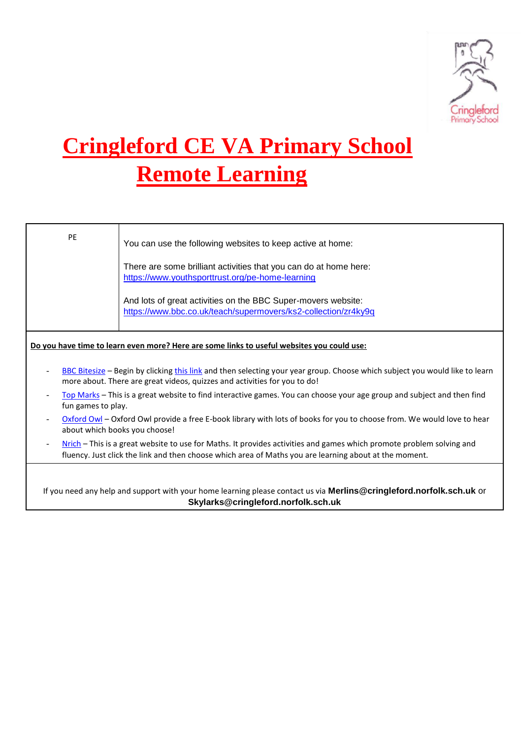# Cringleford CE VA Primary School

# Remote Learning

| | |
|---|---|
| PE | You can use the following websites to keep active at home:<br><br>There are some brilliant activities that you can do at home here:<br>https://www.youthsporttrust.org/pe-home-learning<br><br>And lots of great activities on the BBC Super-movers website:<br>https://www.bbc.co.uk/teach/supermovers/ks2-collection/zr4ky9q |

**Do you have time to learn even more? Here are some links to useful websites you could use:**

- BBC Bitesize – Begin by clicking this link and then selecting your year group. Choose which subject you would like to learn more about. There are great videos, quizzes and activities for you to do!
- Top Marks – This is a great website to find interactive games. You can choose your age group and subject and then find fun games to play.
- Oxford Owl – Oxford Owl provide a free E-book library with lots of books for you to choose from. We would love to hear about which books you choose!
- Nrich – This is a great website to use for Maths. It provides activities and games which promote problem solving and fluency. Just click the link and then choose which area of Maths you are learning about at the moment.

If you need any help and support with your home learning please contact us via **Merlins@cringleford.norfolk.sch.uk** or **Skylarks@cringleford.norfolk.sch.uk**